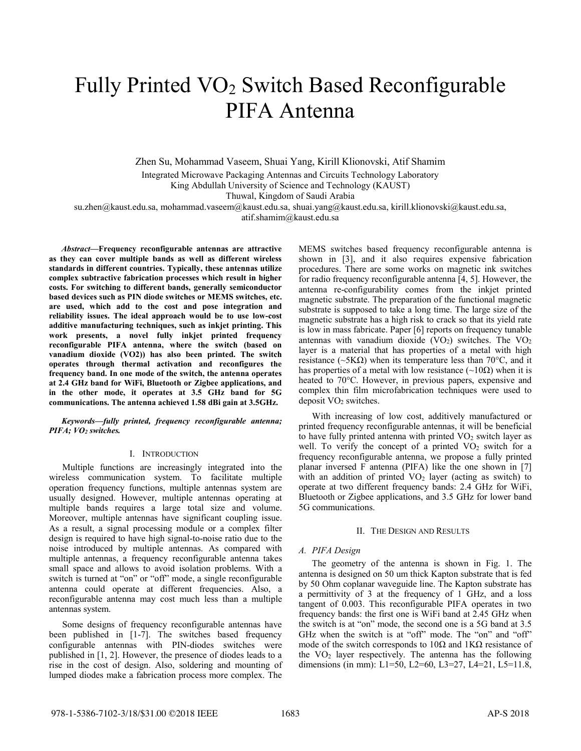# Fully Printed $VO_2$ Switch Based Reconfigurable PIFA Antenna

Zhen Su, Mohammad Vaseem, Shuai Yang, Kirill Klionovski, Atif Shamim

Integrated Microwave Packaging Antennas and Circuits Technology Laboratory
King Abdullah University of Science and Technology (KAUST)
Thuwal, Kingdom of Saudi Arabia
su.zhen@kaust.edu.sa, mohammad.vaseem@kaust.edu.sa, shuai.yang@kaust.edu.sa, kirill.klionovski@kaust.edu.sa, atif.shamim@kaust.edu.sa

***Abstract*—Frequency reconfigurable antennas are attractive as they can cover multiple bands as well as different wireless standards in different countries. Typically, these antennas utilize complex subtractive fabrication processes which result in higher costs. For switching to different bands, generally semiconductor based devices such as PIN diode switches or MEMS switches, etc. are used, which add to the cost and pose integration and reliability issues. The ideal approach would be to use low-cost additive manufacturing techniques, such as inkjet printing. This work presents, a novel fully inkjet printed frequency reconfigurable PIFA antenna, where the switch (based on vanadium dioxide (VO2)) has also been printed. The switch operates through thermal activation and reconfigures the frequency band. In one mode of the switch, the antenna operates at 2.4 GHz band for WiFi, Bluetooth or Zigbee applications, and in the other mode, it operates at 3.5 GHz band for 5G communications. The antenna achieved 1.58 dBi gain at 3.5GHz.**

***Keywords*—*fully printed, frequency reconfigurable antenna; PIFA; $VO_2$ switches.***

## I. Introduction

Multiple functions are increasingly integrated into the wireless communication system. To facilitate multiple operation frequency functions, multiple antennas system are usually designed. However, multiple antennas operating at multiple bands requires a large total size and volume. Moreover, multiple antennas have significant coupling issue. As a result, a signal processing module or a complex filter design is required to have high signal-to-noise ratio due to the noise introduced by multiple antennas. As compared with multiple antennas, a frequency reconfigurable antenna takes small space and allows to avoid isolation problems. With a switch is turned at "on" or "off" mode, a single reconfigurable antenna could operate at different frequencies. Also, a reconfigurable antenna may cost much less than a multiple antennas system.

Some designs of frequency reconfigurable antennas have been published in [1-7]. The switches based frequency configurable antennas with PIN-diodes switches were published in [1, 2]. However, the presence of diodes leads to a rise in the cost of design. Also, soldering and mounting of lumped diodes make a fabrication process more complex. The MEMS switches based frequency reconfigurable antenna is shown in [3], and it also requires expensive fabrication procedures. There are some works on magnetic ink switches for radio frequency reconfigurable antenna [4, 5]. However, the antenna re-configurability comes from the inkjet printed magnetic substrate. The preparation of the functional magnetic substrate is supposed to take a long time. The large size of the magnetic substrate has a high risk to crack so that its yield rate is low in mass fabricate. Paper [6] reports on frequency tunable antennas with vanadium dioxide ($VO_2$) switches. The $VO_2$ layer is a material that has properties of a metal with high resistance (~5KΩ) when its temperature less than 70°C, and it has properties of a metal with low resistance (~10Ω) when it is heated to 70°C. However, in previous papers, expensive and complex thin film microfabrication techniques were used to deposit $VO_2$ switches.

With increasing of low cost, additively manufactured or printed frequency reconfigurable antennas, it will be beneficial to have fully printed antenna with printed $VO_2$ switch layer as well. To verify the concept of a printed $VO_2$ switch for a frequency reconfigurable antenna, we propose a fully printed planar inversed F antenna (PIFA) like the one shown in [7] with an addition of printed $VO_2$ layer (acting as switch) to operate at two different frequency bands: 2.4 GHz for WiFi, Bluetooth or Zigbee applications, and 3.5 GHz for lower band 5G communications.

## II. The Design and Results

### *A. PIFA Design*

The geometry of the antenna is shown in Fig. 1. The antenna is designed on 50 um thick Kapton substrate that is fed by 50 Ohm coplanar waveguide line. The Kapton substrate has a permittivity of 3 at the frequency of 1 GHz, and a loss tangent of 0.003. This reconfigurable PIFA operates in two frequency bands: the first one is WiFi band at 2.45 GHz when the switch is at "on" mode, the second one is a 5G band at 3.5 GHz when the switch is at "off" mode. The "on" and "off" mode of the switch corresponds to 10Ω and 1KΩ resistance of the $VO_2$ layer respectively. The antenna has the following dimensions (in mm): L1=50, L2=60, L3=27, L4=21, L5=11.8,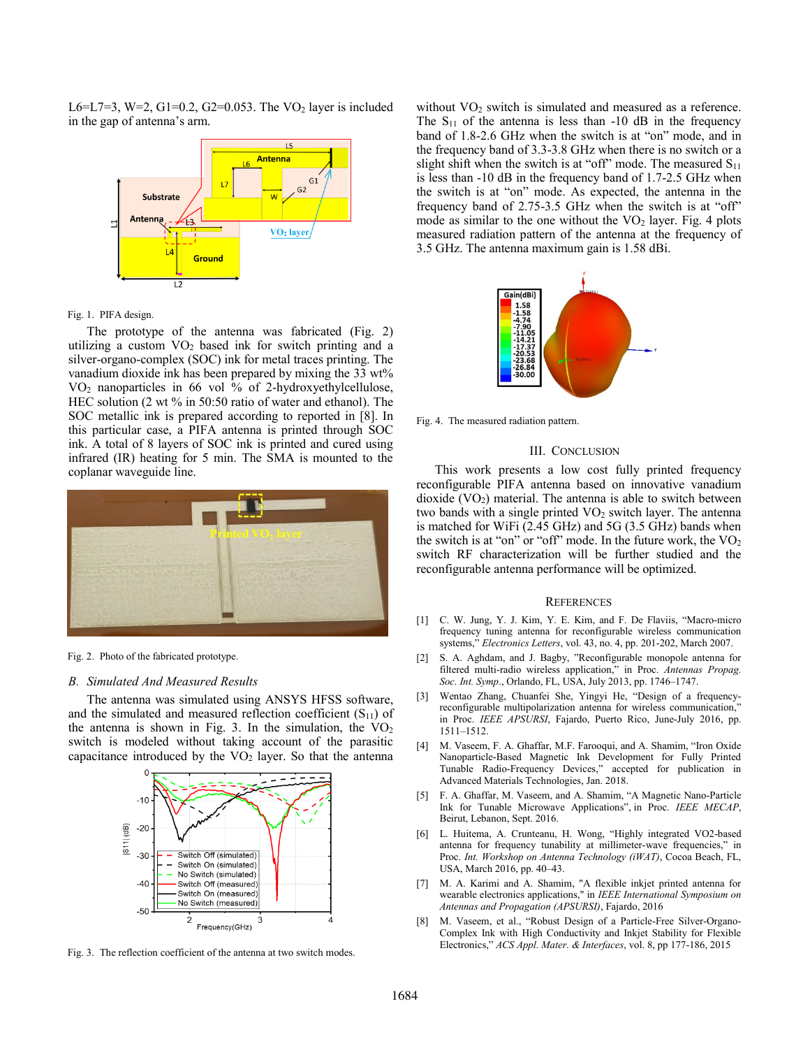L6=L7=3, W=2, G1=0.2, G2=0.053. The $VO_2$ layer is included in the gap of antenna's arm.

L5
Antenna
L6
L7
G1
G2
W
Substrate
Antenna
L3
VO₂ layer
L1
L4
Ground
L2

Fig. 1. PIFA design.

The prototype of the antenna was fabricated (Fig. 2) utilizing a custom $VO_2$ based ink for switch printing and a silver-organo-complex (SOC) ink for metal traces printing. The vanadium dioxide ink has been prepared by mixing the 33 wt% $VO_2$ nanoparticles in 66 vol % of 2-hydroxyethylcellulose, HEC solution (2 wt % in 50:50 ratio of water and ethanol). The SOC metallic ink is prepared according to reported in [8]. In this particular case, a PIFA antenna is printed through SOC ink. A total of 8 layers of SOC ink is printed and cured using infrared (IR) heating for 5 min. The SMA is mounted to the coplanar waveguide line.

Printed VO₂ layer

Fig. 2. Photo of the fabricated prototype.

### *B. Simulated And Measured Results*

The antenna was simulated using ANSYS HFSS software, and the simulated and measured reflection coefficient ($S_{11}$) of the antenna is shown in Fig. 3. In the simulation, the $VO_2$ switch is modeled without taking account of the parasitic capacitance introduced by the $VO_2$ layer. So that the antenna without $VO_2$ switch is simulated and measured as a reference. The $S_{11}$ of the antenna is less than -10 dB in the frequency band of 1.8-2.6 GHz when the switch is at "on" mode, and in the frequency band of 3.3-3.8 GHz when there is no switch or a slight shift when the switch is at "off" mode. The measured $S_{11}$ is less than -10 dB in the frequency band of 1.7-2.5 GHz when the switch is at "on" mode. As expected, the antenna in the frequency band of 2.75-3.5 GHz when the switch is at "off" mode as similar to the one without the $VO_2$ layer. Fig. 4 plots measured radiation pattern of the antenna at the frequency of 3.5 GHz. The antenna maximum gain is 1.58 dBi.

|S11| (dB)
0
-10
-20
-30
-40
-50
2
3
4
Frequency(GHz)
Switch Off (simulated)
Switch On (simulated)
No Switch (simulated)
Switch Off (measured)
Switch On (measured)
No Switch (measured)

Fig. 3. The reflection coefficient of the antenna at two switch modes.

Gain(dBi)
1.58
-1.58
-4.74
-7.90
-11.05
-14.21
-17.37
-20.53
-23.68
-26.84
-30.00

Fig. 4. The measured radiation pattern.

## III. Conclusion

This work presents a low cost fully printed frequency reconfigurable PIFA antenna based on innovative vanadium dioxide ($VO_2$) material. The antenna is able to switch between two bands with a single printed $VO_2$ switch layer. The antenna is matched for WiFi (2.45 GHz) and 5G (3.5 GHz) bands when the switch is at "on" or "off" mode. In the future work, the $VO_2$ switch RF characterization will be further studied and the reconfigurable antenna performance will be optimized.

## References

[1] C. W. Jung, Y. J. Kim, Y. E. Kim, and F. De Flaviis, "Macro-micro frequency tuning antenna for reconfigurable wireless communication systems," *Electronics Letters*, vol. 43, no. 4, pp. 201-202, March 2007.

[2] S. A. Aghdam, and J. Bagby, "Reconfigurable monopole antenna for filtered multi-radio wireless application," in Proc. *Antennas Propag. Soc. Int. Symp*., Orlando, FL, USA, July 2013, pp. 1746–1747.

[3] Wentao Zhang, Chuanfei She, Yingyi He, "Design of a frequency-reconfigurable multipolarization antenna for wireless communication," in Proc. *IEEE APSURSI*, Fajardo, Puerto Rico, June-July 2016, pp. 1511–1512.

[4] M. Vaseem, F. A. Ghaffar, M.F. Farooqui, and A. Shamim, "Iron Oxide Nanoparticle-Based Magnetic Ink Development for Fully Printed Tunable Radio-Frequency Devices," accepted for publication in Advanced Materials Technologies, Jan. 2018.

[5] F. A. Ghaffar, M. Vaseem, and A. Shamim, "A Magnetic Nano-Particle Ink for Tunable Microwave Applications", in Proc. *IEEE MECAP*, Beirut, Lebanon, Sept. 2016.

[6] L. Huitema, A. Crunteanu, H. Wong, "Highly integrated VO2-based antenna for frequency tunability at millimeter-wave frequencies," in Proc. *Int. Workshop on Antenna Technology (iWAT)*, Cocoa Beach, FL, USA, March 2016, pp. 40–43.

[7] M. A. Karimi and A. Shamim, "A flexible inkjet printed antenna for wearable electronics applications," in *IEEE International Symposium on Antennas and Propagation (APSURSI)*, Fajardo, 2016

[8] M. Vaseem, et al., "Robust Design of a Particle-Free Silver-Organo-Complex Ink with High Conductivity and Inkjet Stability for Flexible Electronics," *ACS Appl. Mater. & Interfaces*, vol. 8, pp 177-186, 2015